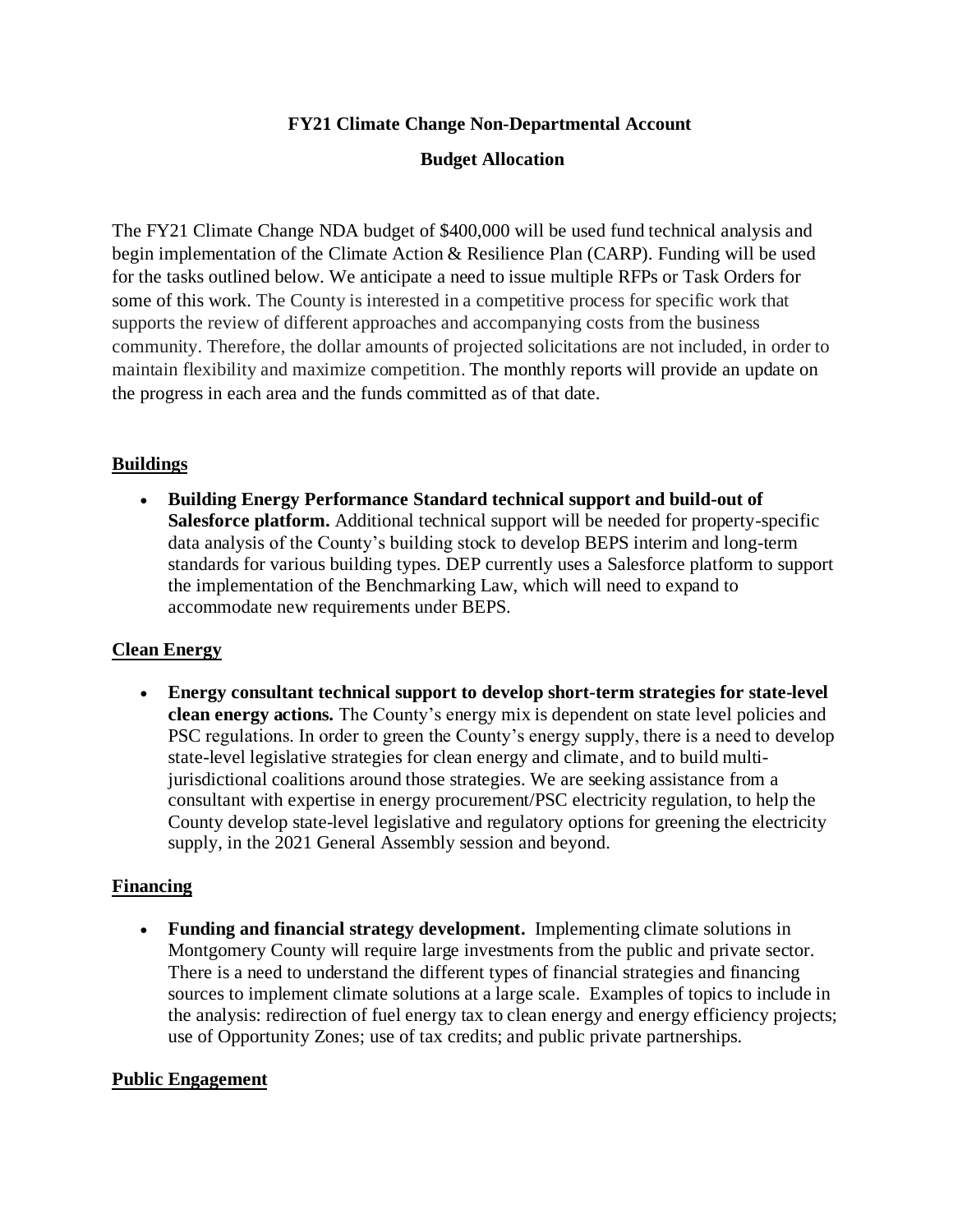# FY21 Climate Change Non-Departmental Account

## Budget Allocation

The FY21 Climate Change NDA budget of $400,000 will be used fund technical analysis and begin implementation of the Climate Action & Resilience Plan (CARP). Funding will be used for the tasks outlined below. We anticipate a need to issue multiple RFPs or Task Orders for some of this work. The County is interested in a competitive process for specific work that supports the review of different approaches and accompanying costs from the business community. Therefore, the dollar amounts of projected solicitations are not included, in order to maintain flexibility and maximize competition. The monthly reports will provide an update on the progress in each area and the funds committed as of that date.

### Buildings

- **Building Energy Performance Standard technical support and build-out of Salesforce platform.** Additional technical support will be needed for property-specific data analysis of the County's building stock to develop BEPS interim and long-term standards for various building types. DEP currently uses a Salesforce platform to support the implementation of the Benchmarking Law, which will need to expand to accommodate new requirements under BEPS.

### Clean Energy

- **Energy consultant technical support to develop short-term strategies for state-level clean energy actions.** The County's energy mix is dependent on state level policies and PSC regulations. In order to green the County's energy supply, there is a need to develop state-level legislative strategies for clean energy and climate, and to build multi-jurisdictional coalitions around those strategies. We are seeking assistance from a consultant with expertise in energy procurement/PSC electricity regulation, to help the County develop state-level legislative and regulatory options for greening the electricity supply, in the 2021 General Assembly session and beyond.

### Financing

- **Funding and financial strategy development.** Implementing climate solutions in Montgomery County will require large investments from the public and private sector. There is a need to understand the different types of financial strategies and financing sources to implement climate solutions at a large scale. Examples of topics to include in the analysis: redirection of fuel energy tax to clean energy and energy efficiency projects; use of Opportunity Zones; use of tax credits; and public private partnerships.

### Public Engagement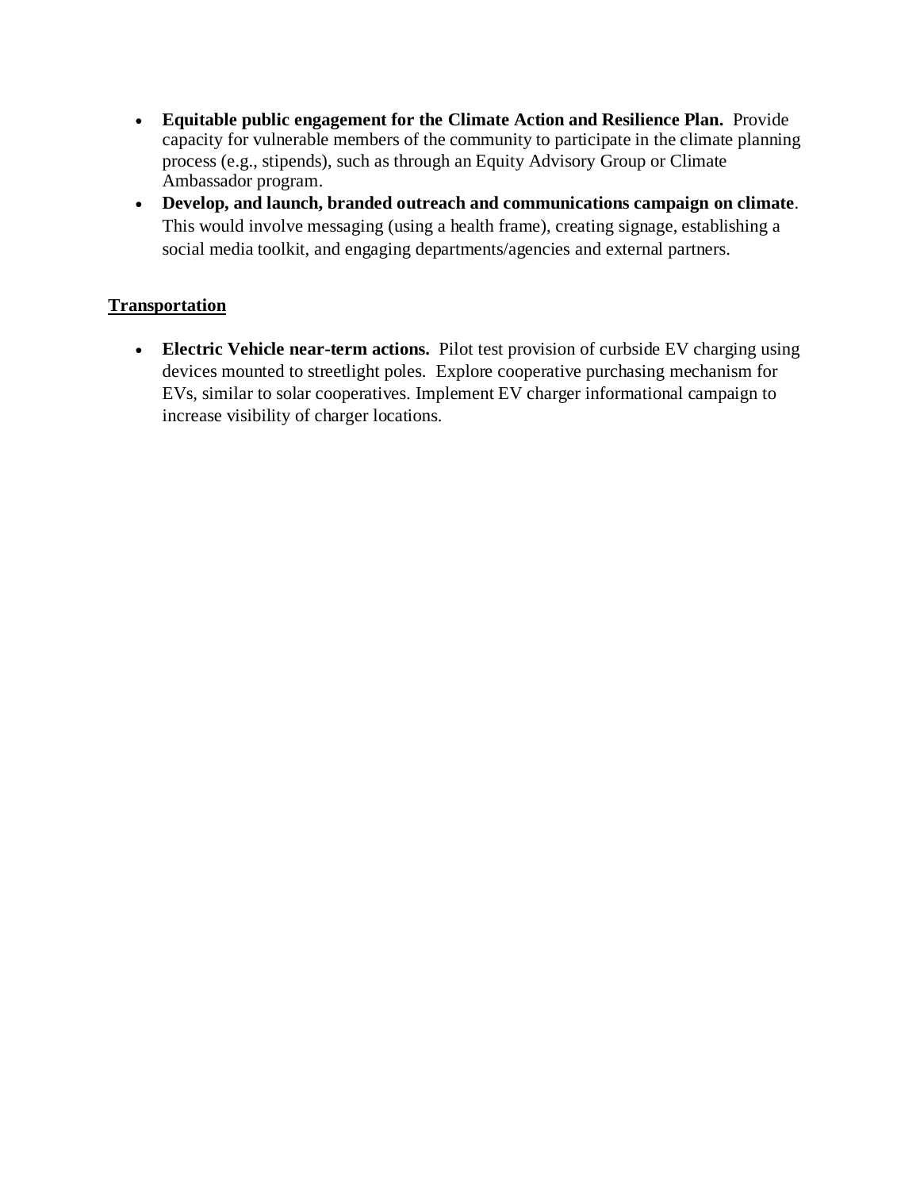- **Equitable public engagement for the Climate Action and Resilience Plan.** Provide capacity for vulnerable members of the community to participate in the climate planning process (e.g., stipends), such as through an Equity Advisory Group or Climate Ambassador program.
- **Develop, and launch, branded outreach and communications campaign on climate**. This would involve messaging (using a health frame), creating signage, establishing a social media toolkit, and engaging departments/agencies and external partners.

**<u>Transportation</u>**

- **Electric Vehicle near-term actions.** Pilot test provision of curbside EV charging using devices mounted to streetlight poles. Explore cooperative purchasing mechanism for EVs, similar to solar cooperatives. Implement EV charger informational campaign to increase visibility of charger locations.